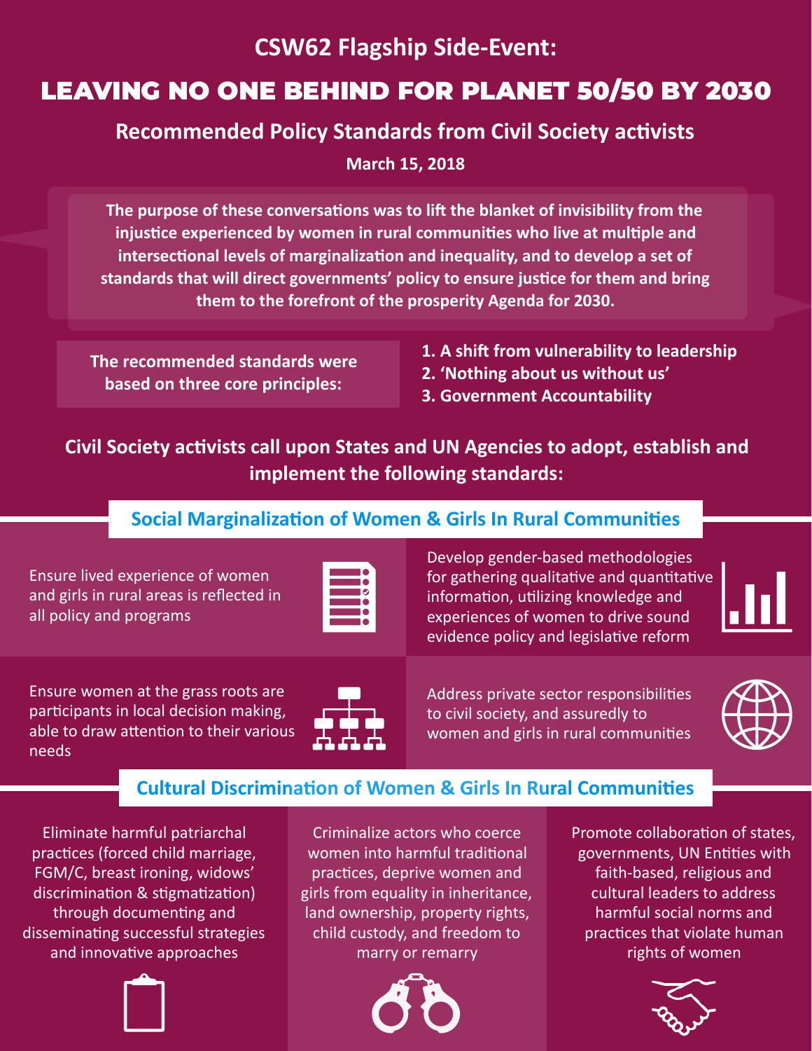# CSW62 Flagship Side-Event:

# LEAVING NO ONE BEHIND FOR PLANET 50/50 BY 2030

## Recommended Policy Standards from Civil Society activists

**March 15, 2018**

**The purpose of these conversations was to lift the blanket of invisibility from the injustice experienced by women in rural communities who live at multiple and intersectional levels of marginalization and inequality, and to develop a set of standards that will direct governments' policy to ensure justice for them and bring them to the forefront of the prosperity Agenda for 2030.**

**The recommended standards were based on three core principles:**

1. **A shift from vulnerability to leadership**
2. **'Nothing about us without us'**
3. **Government Accountability**

**Civil Society activists call upon States and UN Agencies to adopt, establish and implement the following standards:**

## Social Marginalization of Women & Girls In Rural Communities

- Ensure lived experience of women and girls in rural areas is reflected in all policy and programs
- Develop gender-based methodologies for gathering qualitative and quantitative information, utilizing knowledge and experiences of women to drive sound evidence policy and legislative reform
- Ensure women at the grass roots are participants in local decision making, able to draw attention to their various needs
- Address private sector responsibilities to civil society, and assuredly to women and girls in rural communities

## Cultural Discrimination of Women & Girls In Rural Communities

- Eliminate harmful patriarchal practices (forced child marriage, FGM/C, breast ironing, widows' discrimination & stigmatization) through documenting and disseminating successful strategies and innovative approaches
- Criminalize actors who coerce women into harmful traditional practices, deprive women and girls from equality in inheritance, land ownership, property rights, child custody, and freedom to marry or remarry
- Promote collaboration of states, governments, UN Entities with faith-based, religious and cultural leaders to address harmful social norms and practices that violate human rights of women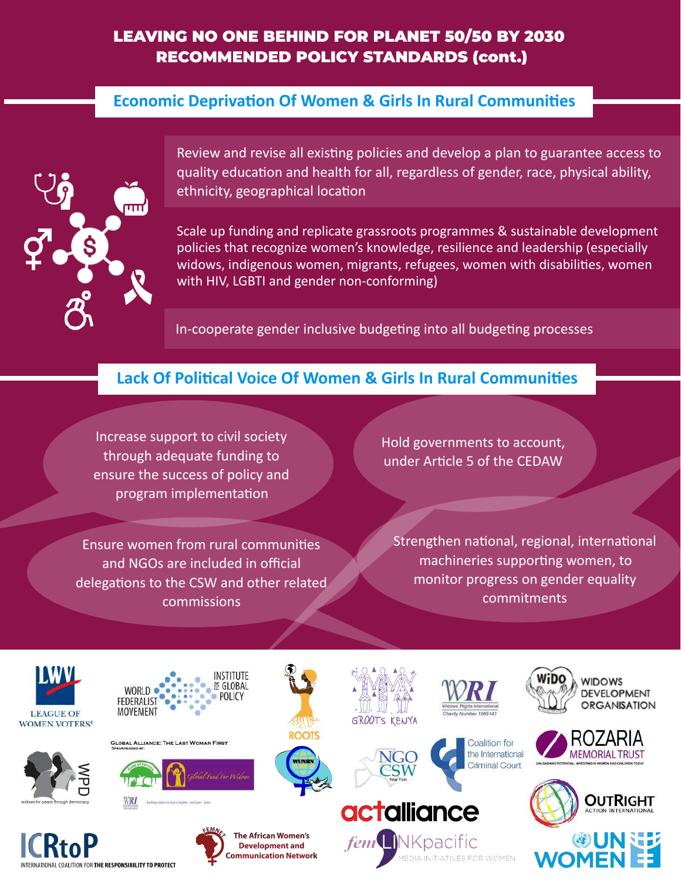# LEAVING NO ONE BEHIND FOR PLANET 50/50 BY 2030 RECOMMENDED POLICY STANDARDS (cont.)

## Economic Deprivation Of Women & Girls In Rural Communities

Review and revise all existing policies and develop a plan to guarantee access to quality education and health for all, regardless of gender, race, physical ability, ethnicity, geographical location

Scale up funding and replicate grassroots programmes & sustainable development policies that recognize women's knowledge, resilience and leadership (especially widows, indigenous women, migrants, refugees, women with disabilities, women with HIV, LGBTI and gender non-conforming)

In-cooperate gender inclusive budgeting into all budgeting processes

## Lack Of Political Voice Of Women & Girls In Rural Communities

Increase support to civil society through adequate funding to ensure the success of policy and program implementation

Hold governments to account, under Article 5 of the CEDAW

Ensure women from rural communities and NGOs are included in official delegations to the CSW and other related commissions

Strengthen national, regional, international machineries supporting women, to monitor progress on gender equality commitments

LWV League of Women Voters

World Federalist Movement – Institute for Global Policy

Roots

GROOTS Kenya

WRI Widows' Rights International

WiDO Widows Development Organisation

WPD widows for peace through democracy

Global Alliance: The Last Woman First

NGO CSW New York

Coalition for the International Criminal Court

Rozaria Memorial Trust

act alliance

OutRight Action International

ICRtoP International Coalition for the Responsibility to Protect

FEMNET The African Women's Development and Communication Network

femLINKpacific Media Initiatives for Women

UN Women